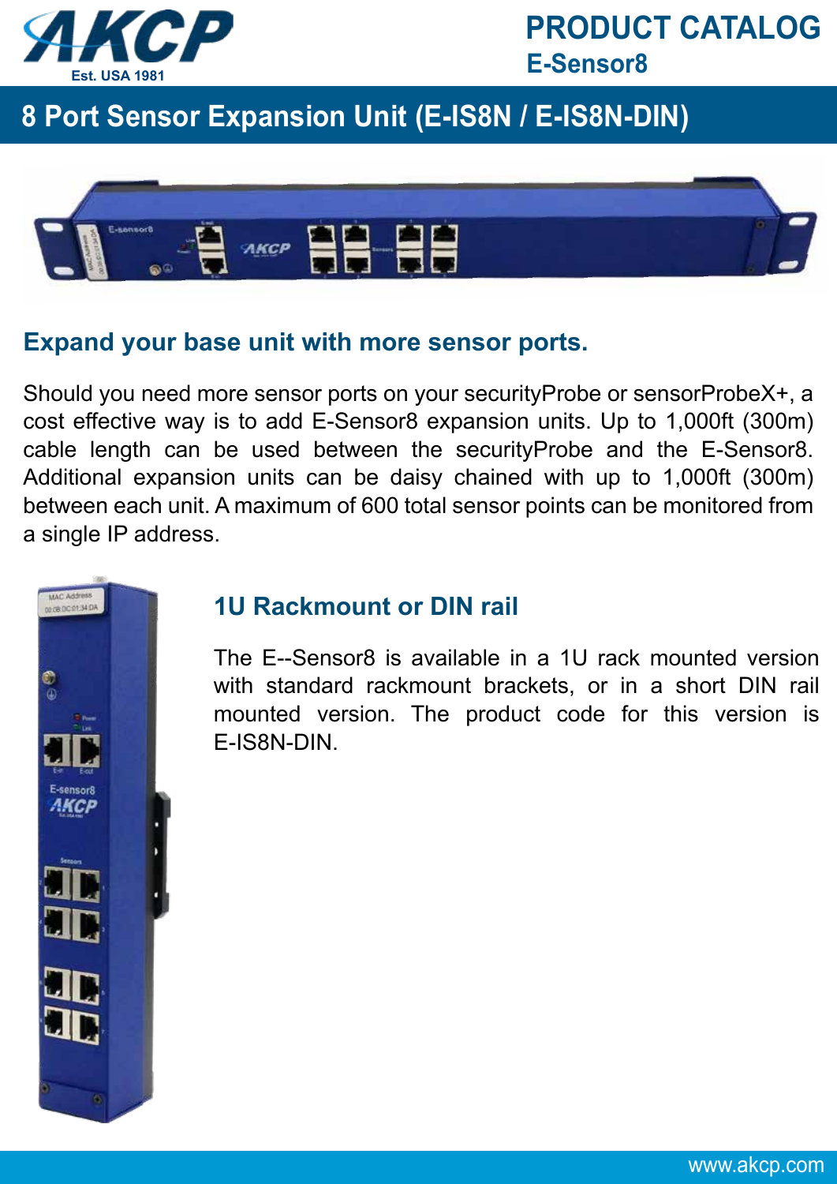# PRODUCT CATALOG

## E-Sensor8

## 8 Port Sensor Expansion Unit (E-IS8N / E-IS8N-DIN)

### Expand your base unit with more sensor ports.

Should you need more sensor ports on your securityProbe or sensorProbeX+, a cost effective way is to add E-Sensor8 expansion units. Up to 1,000ft (300m) cable length can be used between the securityProbe and the E-Sensor8. Additional expansion units can be daisy chained with up to 1,000ft (300m) between each unit. A maximum of 600 total sensor points can be monitored from a single IP address.

### 1U Rackmount or DIN rail

The E--Sensor8 is available in a 1U rack mounted version with standard rackmount brackets, or in a short DIN rail mounted version. The product code for this version is E-IS8N-DIN.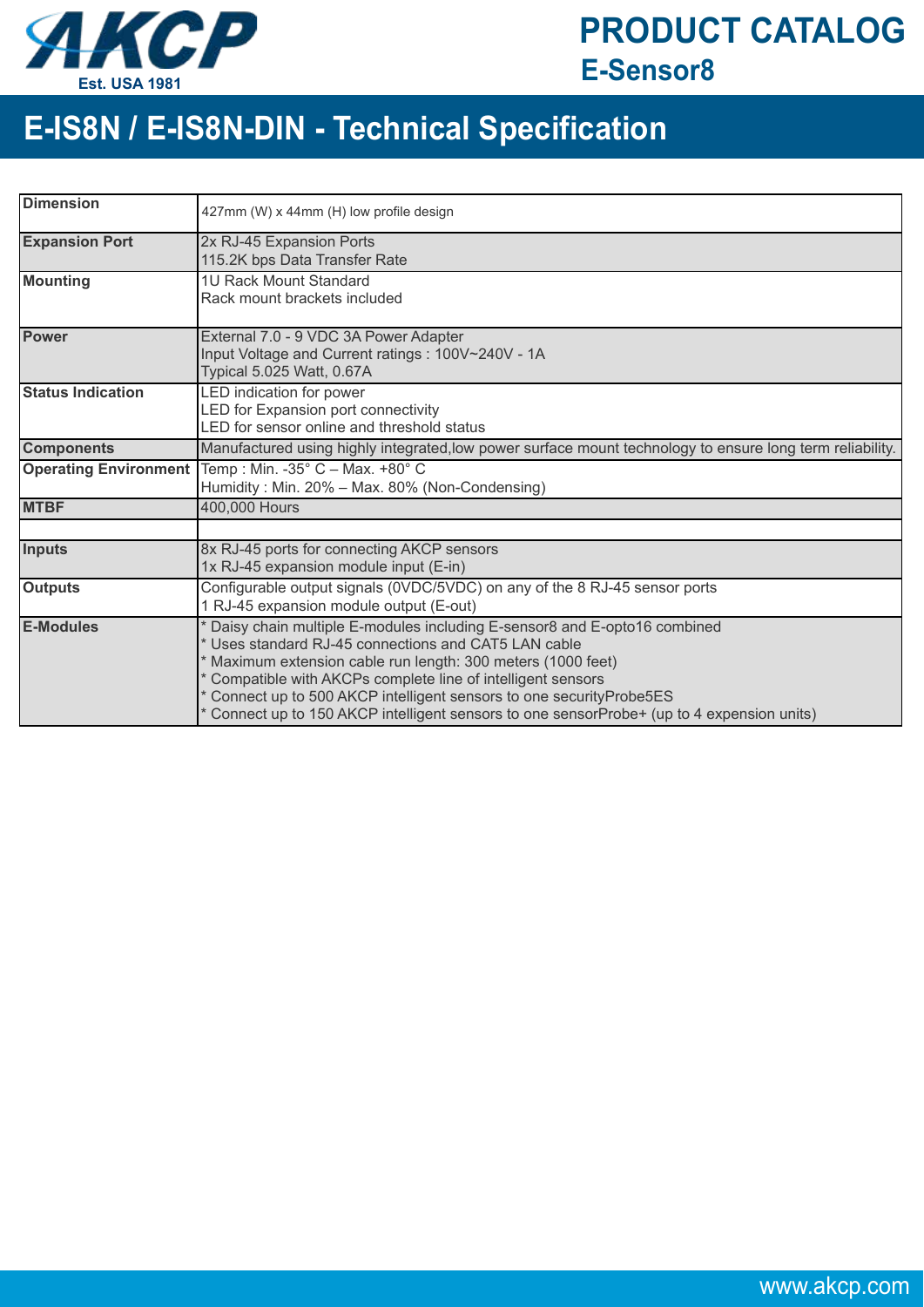# PRODUCT CATALOG
## E-Sensor8

# E-IS8N / E-IS8N-DIN - Technical Specification

| | |
|---|---|
| **Dimension** | 427mm (W) x 44mm (H) low profile design |
| **Expansion Port** | 2x RJ-45 Expansion Ports<br>115.2K bps Data Transfer Rate |
| **Mounting** | 1U Rack Mount Standard<br>Rack mount brackets included |
| **Power** | External 7.0 - 9 VDC 3A Power Adapter<br>Input Voltage and Current ratings : 100V~240V - 1A<br>Typical 5.025 Watt, 0.67A |
| **Status Indication** | LED indication for power<br>LED for Expansion port connectivity<br>LED for sensor online and threshold status |
| **Components** | Manufactured using highly integrated,low power surface mount technology to ensure long term reliability. |
| **Operating Environment** | Temp : Min. -35° C – Max. +80° C<br>Humidity : Min. 20% – Max. 80% (Non-Condensing) |
| **MTBF** | 400,000 Hours |
| | |
| **Inputs** | 8x RJ-45 ports for connecting AKCP sensors<br>1x RJ-45 expansion module input (E-in) |
| **Outputs** | Configurable output signals (0VDC/5VDC) on any of the 8 RJ-45 sensor ports<br>1 RJ-45 expansion module output (E-out) |
| **E-Modules** | * Daisy chain multiple E-modules including E-sensor8 and E-opto16 combined<br>* Uses standard RJ-45 connections and CAT5 LAN cable<br>* Maximum extension cable run length: 300 meters (1000 feet)<br>* Compatible with AKCPs complete line of intelligent sensors<br>* Connect up to 500 AKCP intelligent sensors to one securityProbe5ES<br>* Connect up to 150 AKCP intelligent sensors to one sensorProbe+ (up to 4 expansion units) |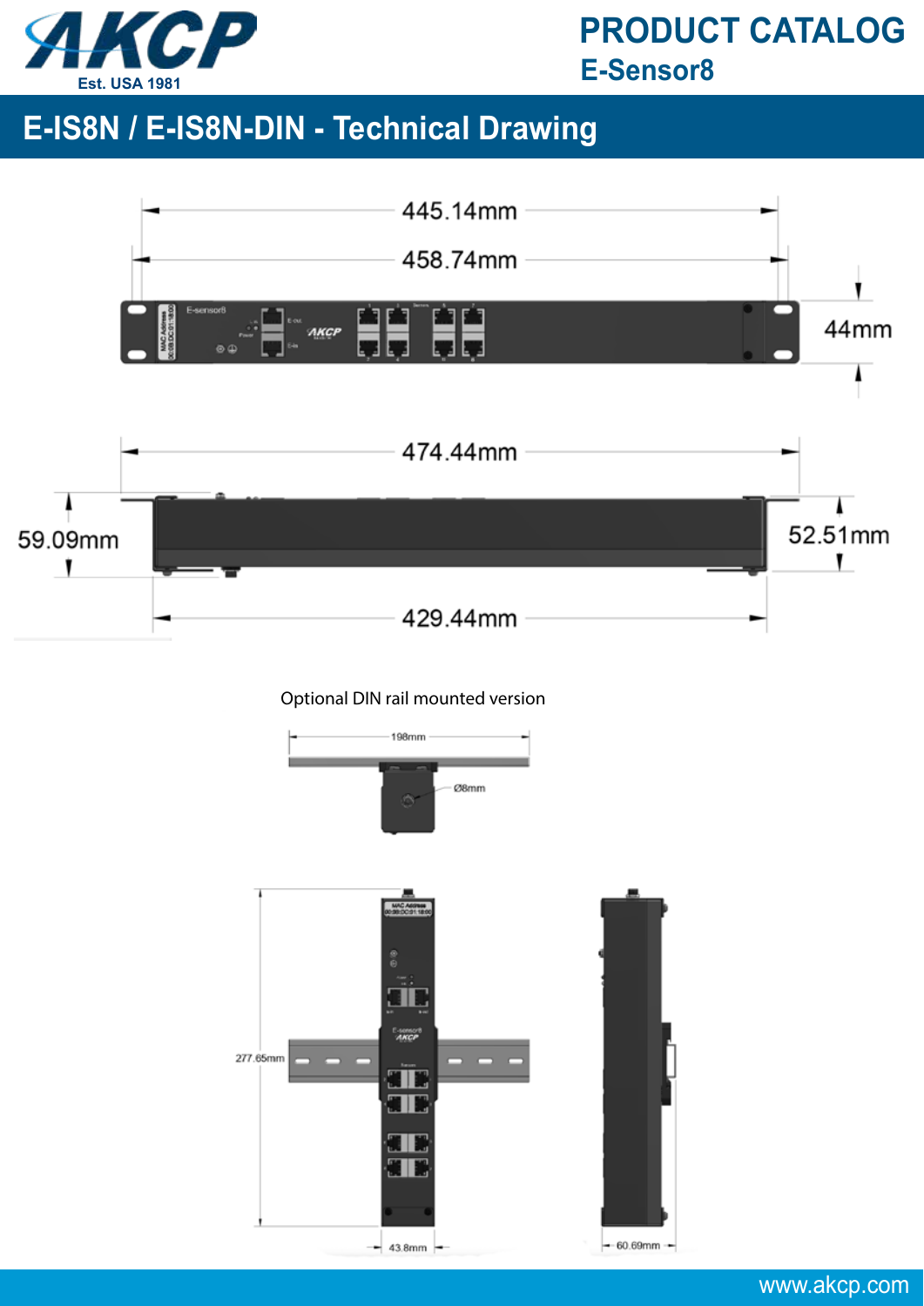# E-IS8N / E-IS8N-DIN - Technical Drawing

445.14mm

458.74mm

44mm

474.44mm

59.09mm

52.51mm

429.44mm

Optional DIN rail mounted version

198mm

Ø8mm

277.65mm

43.8mm

60.69mm